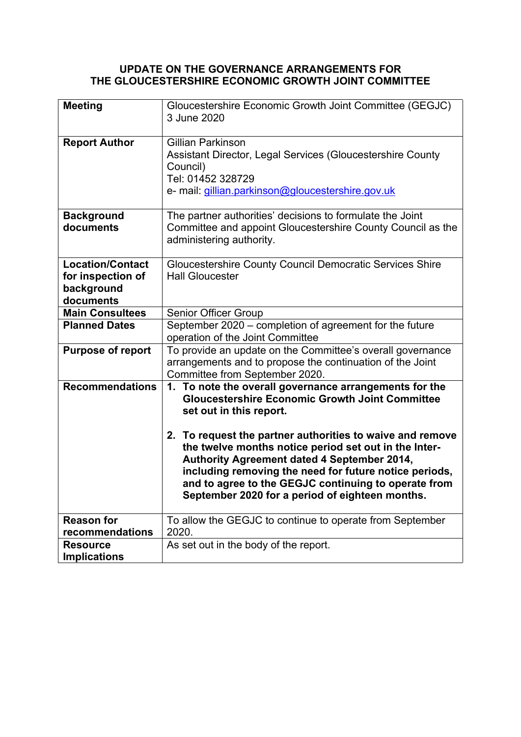# UPDATE ON THE GOVERNANCE ARRANGEMENTS FOR THE GLOUCESTERSHIRE ECONOMIC GROWTH JOINT COMMITTEE

| | |
|---|---|
| **Meeting** | Gloucestershire Economic Growth Joint Committee (GEGJC)<br>3 June 2020 |
| **Report Author** | Gillian Parkinson<br>Assistant Director, Legal Services (Gloucestershire County Council)<br>Tel: 01452 328729<br>e- mail: gillian.parkinson@gloucestershire.gov.uk |
| **Background documents** | The partner authorities' decisions to formulate the Joint Committee and appoint Gloucestershire County Council as the administering authority. |
| **Location/Contact for inspection of background documents** | Gloucestershire County Council Democratic Services Shire Hall Gloucester |
| **Main Consultees** | Senior Officer Group |
| **Planned Dates** | September 2020 – completion of agreement for the future operation of the Joint Committee |
| **Purpose of report** | To provide an update on the Committee's overall governance arrangements and to propose the continuation of the Joint Committee from September 2020. |
| **Recommendations** | **1. To note the overall governance arrangements for the Gloucestershire Economic Growth Joint Committee set out in this report.**<br><br>**2. To request the partner authorities to waive and remove the twelve months notice period set out in the Inter-Authority Agreement dated 4 September 2014, including removing the need for future notice periods, and to agree to the GEGJC continuing to operate from September 2020 for a period of eighteen months.** |
| **Reason for recommendations** | To allow the GEGJC to continue to operate from September 2020. |
| **Resource Implications** | As set out in the body of the report. |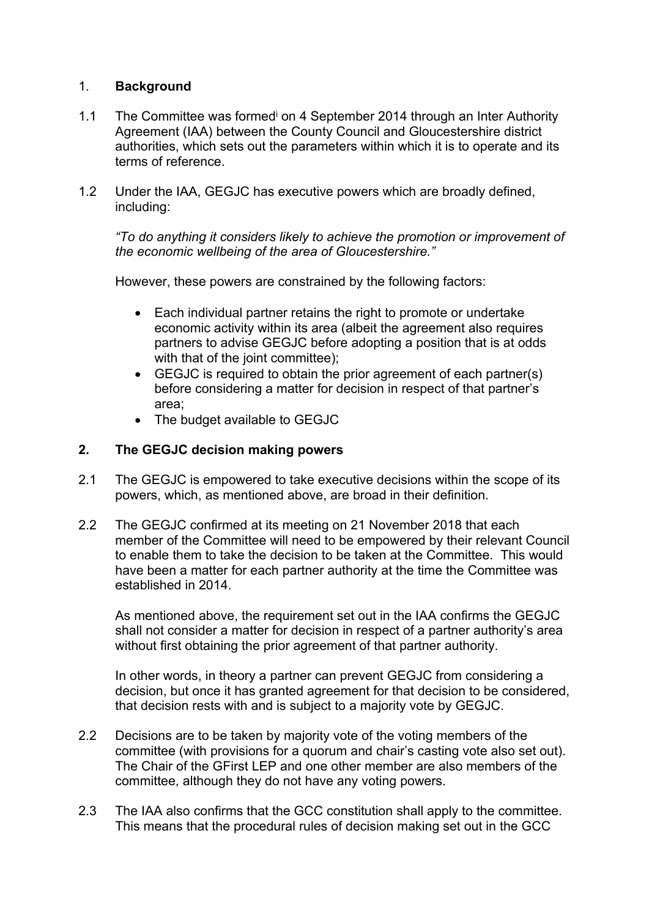1. **Background**

1.1 The Committee was formed[i] on 4 September 2014 through an Inter Authority Agreement (IAA) between the County Council and Gloucestershire district authorities, which sets out the parameters within which it is to operate and its terms of reference.

1.2 Under the IAA, GEGJC has executive powers which are broadly defined, including:

*"To do anything it considers likely to achieve the promotion or improvement of the economic wellbeing of the area of Gloucestershire."*

However, these powers are constrained by the following factors:

- Each individual partner retains the right to promote or undertake economic activity within its area (albeit the agreement also requires partners to advise GEGJC before adopting a position that is at odds with that of the joint committee);
- GEGJC is required to obtain the prior agreement of each partner(s) before considering a matter for decision in respect of that partner's area;
- The budget available to GEGJC

2. **The GEGJC decision making powers**

2.1 The GEGJC is empowered to take executive decisions within the scope of its powers, which, as mentioned above, are broad in their definition.

2.2 The GEGJC confirmed at its meeting on 21 November 2018 that each member of the Committee will need to be empowered by their relevant Council to enable them to take the decision to be taken at the Committee. This would have been a matter for each partner authority at the time the Committee was established in 2014.

As mentioned above, the requirement set out in the IAA confirms the GEGJC shall not consider a matter for decision in respect of a partner authority's area without first obtaining the prior agreement of that partner authority.

In other words, in theory a partner can prevent GEGJC from considering a decision, but once it has granted agreement for that decision to be considered, that decision rests with and is subject to a majority vote by GEGJC.

2.2 Decisions are to be taken by majority vote of the voting members of the committee (with provisions for a quorum and chair's casting vote also set out). The Chair of the GFirst LEP and one other member are also members of the committee, although they do not have any voting powers.

2.3 The IAA also confirms that the GCC constitution shall apply to the committee. This means that the procedural rules of decision making set out in the GCC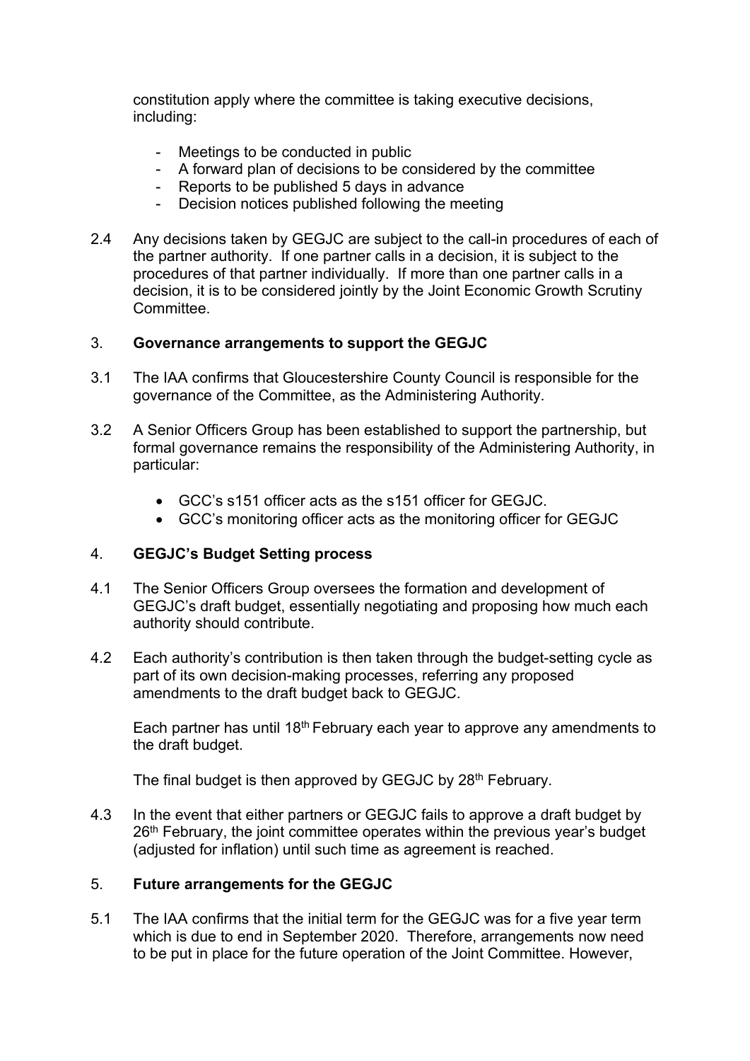constitution apply where the committee is taking executive decisions, including:

- Meetings to be conducted in public
- A forward plan of decisions to be considered by the committee
- Reports to be published 5 days in advance
- Decision notices published following the meeting

2.4 Any decisions taken by GEGJC are subject to the call-in procedures of each of the partner authority. If one partner calls in a decision, it is subject to the procedures of that partner individually. If more than one partner calls in a decision, it is to be considered jointly by the Joint Economic Growth Scrutiny Committee.

## 3. Governance arrangements to support the GEGJC

3.1 The IAA confirms that Gloucestershire County Council is responsible for the governance of the Committee, as the Administering Authority.

3.2 A Senior Officers Group has been established to support the partnership, but formal governance remains the responsibility of the Administering Authority, in particular:

- GCC's s151 officer acts as the s151 officer for GEGJC.
- GCC's monitoring officer acts as the monitoring officer for GEGJC

## 4. GEGJC's Budget Setting process

4.1 The Senior Officers Group oversees the formation and development of GEGJC's draft budget, essentially negotiating and proposing how much each authority should contribute.

4.2 Each authority's contribution is then taken through the budget-setting cycle as part of its own decision-making processes, referring any proposed amendments to the draft budget back to GEGJC.

Each partner has until 18th February each year to approve any amendments to the draft budget.

The final budget is then approved by GEGJC by 28th February.

4.3 In the event that either partners or GEGJC fails to approve a draft budget by 26th February, the joint committee operates within the previous year's budget (adjusted for inflation) until such time as agreement is reached.

## 5. Future arrangements for the GEGJC

5.1 The IAA confirms that the initial term for the GEGJC was for a five year term which is due to end in September 2020. Therefore, arrangements now need to be put in place for the future operation of the Joint Committee. However,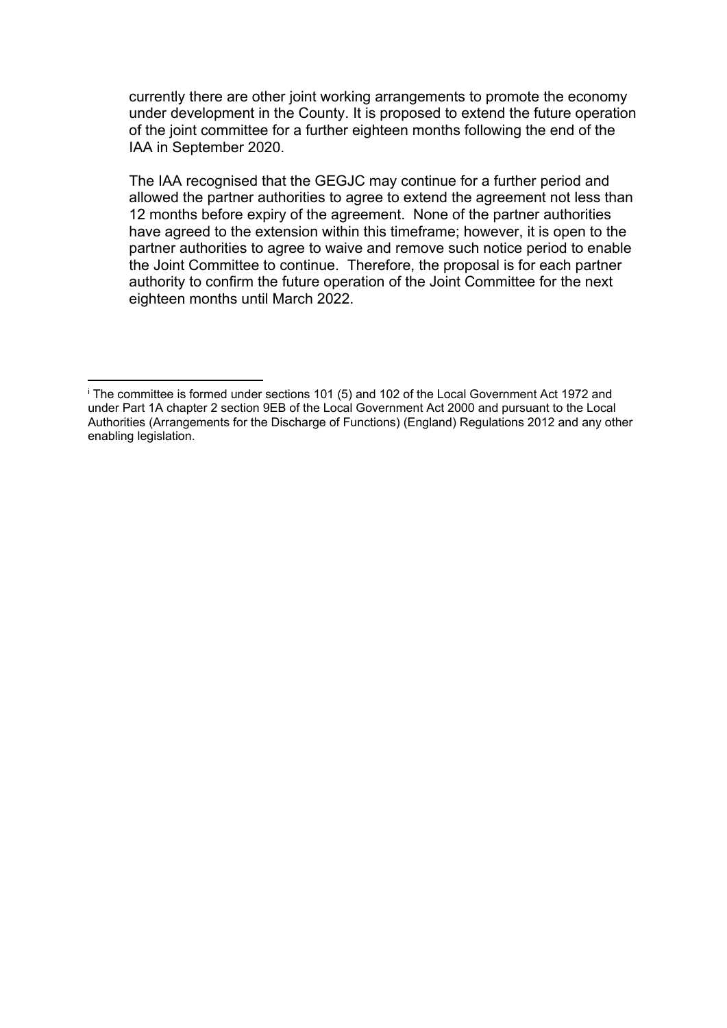currently there are other joint working arrangements to promote the economy under development in the County. It is proposed to extend the future operation of the joint committee for a further eighteen months following the end of the IAA in September 2020.

The IAA recognised that the GEGJC may continue for a further period and allowed the partner authorities to agree to extend the agreement not less than 12 months before expiry of the agreement. None of the partner authorities have agreed to the extension within this timeframe; however, it is open to the partner authorities to agree to waive and remove such notice period to enable the Joint Committee to continue. Therefore, the proposal is for each partner authority to confirm the future operation of the Joint Committee for the next eighteen months until March 2022.

---

[i] The committee is formed under sections 101 (5) and 102 of the Local Government Act 1972 and under Part 1A chapter 2 section 9EB of the Local Government Act 2000 and pursuant to the Local Authorities (Arrangements for the Discharge of Functions) (England) Regulations 2012 and any other enabling legislation.